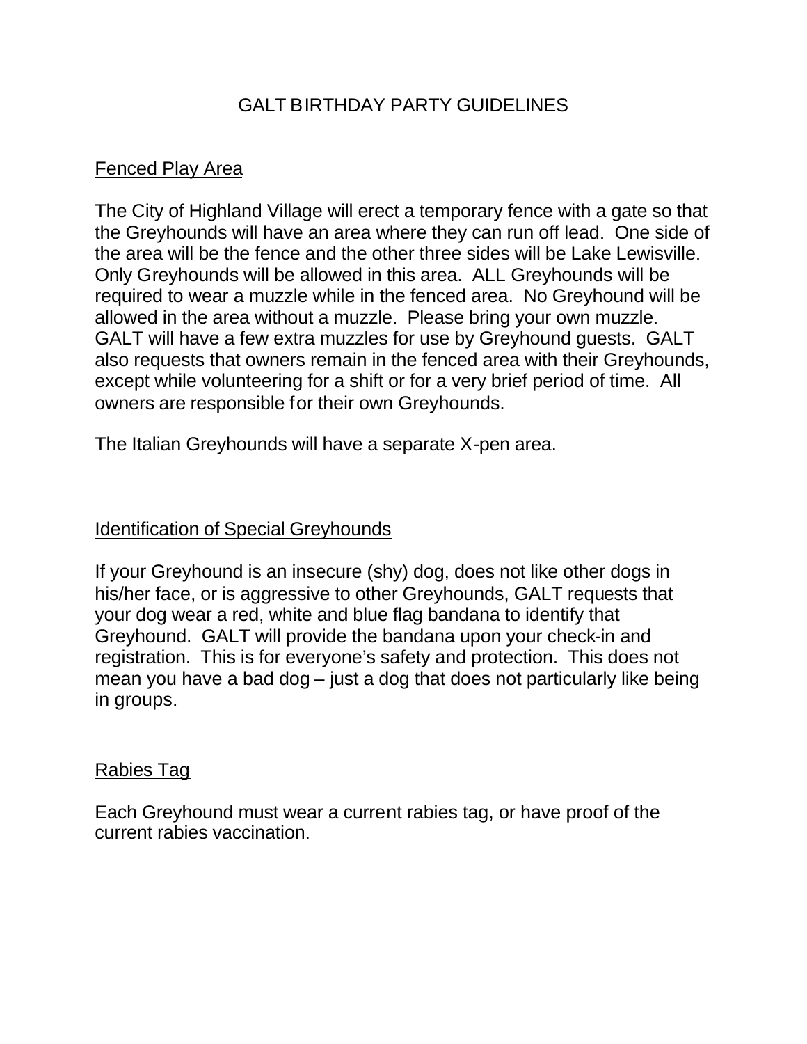# GALT BIRTHDAY PARTY GUIDELINES

## Fenced Play Area

The City of Highland Village will erect a temporary fence with a gate so that the Greyhounds will have an area where they can run off lead. One side of the area will be the fence and the other three sides will be Lake Lewisville. Only Greyhounds will be allowed in this area. ALL Greyhounds will be required to wear a muzzle while in the fenced area. No Greyhound will be allowed in the area without a muzzle. Please bring your own muzzle. GALT will have a few extra muzzles for use by Greyhound guests. GALT also requests that owners remain in the fenced area with their Greyhounds, except while volunteering for a shift or for a very brief period of time. All owners are responsible for their own Greyhounds.

The Italian Greyhounds will have a separate X-pen area.

## Identification of Special Greyhounds

If your Greyhound is an insecure (shy) dog, does not like other dogs in his/her face, or is aggressive to other Greyhounds, GALT requests that your dog wear a red, white and blue flag bandana to identify that Greyhound. GALT will provide the bandana upon your check-in and registration. This is for everyone's safety and protection. This does not mean you have a bad dog – just a dog that does not particularly like being in groups.

## Rabies Tag

Each Greyhound must wear a current rabies tag, or have proof of the current rabies vaccination.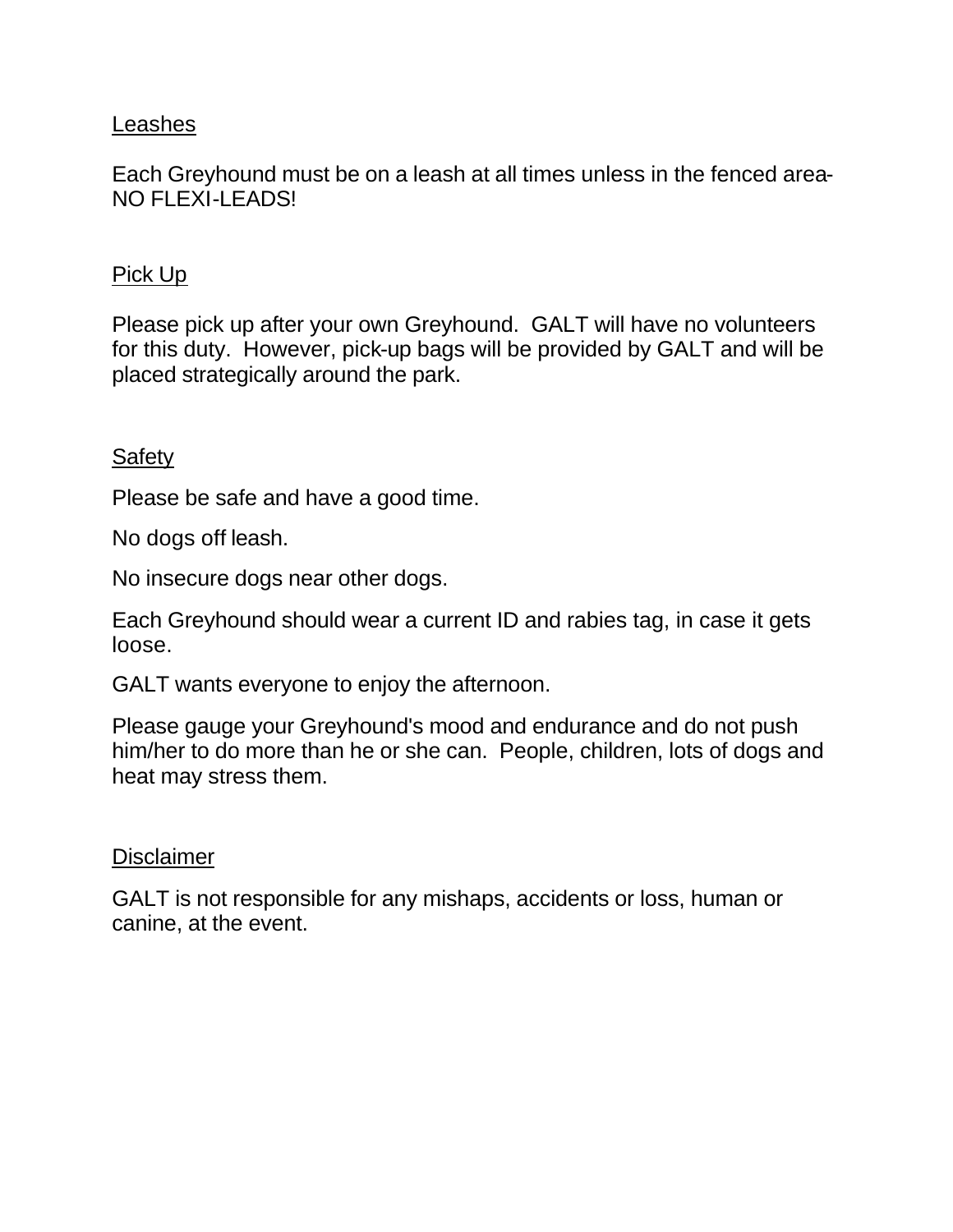## Leashes

Each Greyhound must be on a leash at all times unless in the fenced area- NO FLEXI-LEADS!

## Pick Up

Please pick up after your own Greyhound. GALT will have no volunteers for this duty. However, pick-up bags will be provided by GALT and will be placed strategically around the park.

## Safety

Please be safe and have a good time.

No dogs off leash.

No insecure dogs near other dogs.

Each Greyhound should wear a current ID and rabies tag, in case it gets loose.

GALT wants everyone to enjoy the afternoon.

Please gauge your Greyhound's mood and endurance and do not push him/her to do more than he or she can. People, children, lots of dogs and heat may stress them.

## Disclaimer

GALT is not responsible for any mishaps, accidents or loss, human or canine, at the event.